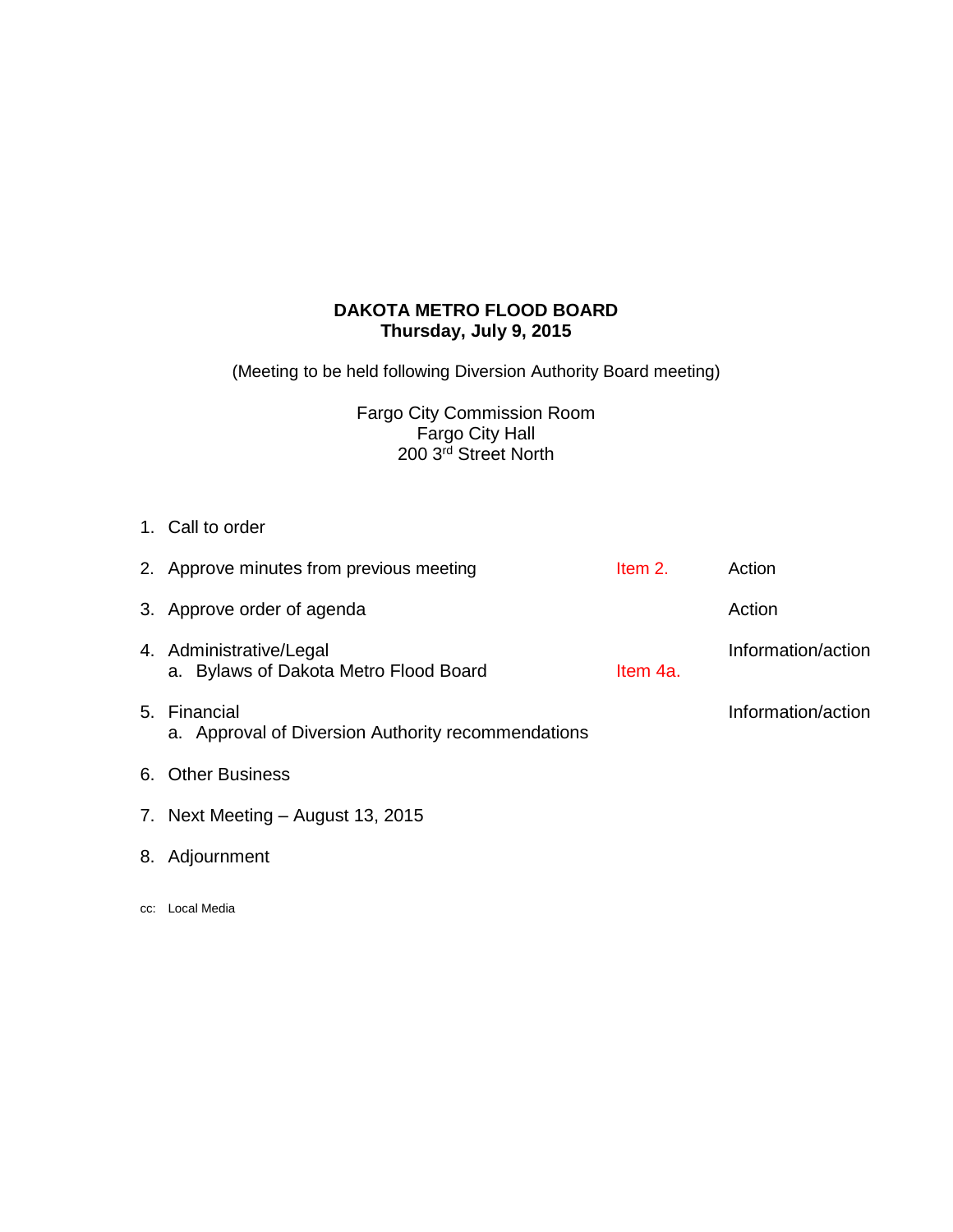# DAKOTA METRO FLOOD BOARD
## Thursday, July 9, 2015

(Meeting to be held following Diversion Authority Board meeting)

Fargo City Commission Room
Fargo City Hall
200 3rd Street North

| | | |
|---|---|---|
| 1. Call to order | | |
| 2. Approve minutes from previous meeting | Item 2. | Action |
| 3. Approve order of agenda | | Action |
| 4. Administrative/Legal | | Information/action |
| a. Bylaws of Dakota Metro Flood Board | Item 4a. | |
| 5. Financial | | Information/action |
| a. Approval of Diversion Authority recommendations | | |
| 6. Other Business | | |
| 7. Next Meeting – August 13, 2015 | | |
| 8. Adjournment | | |

cc: Local Media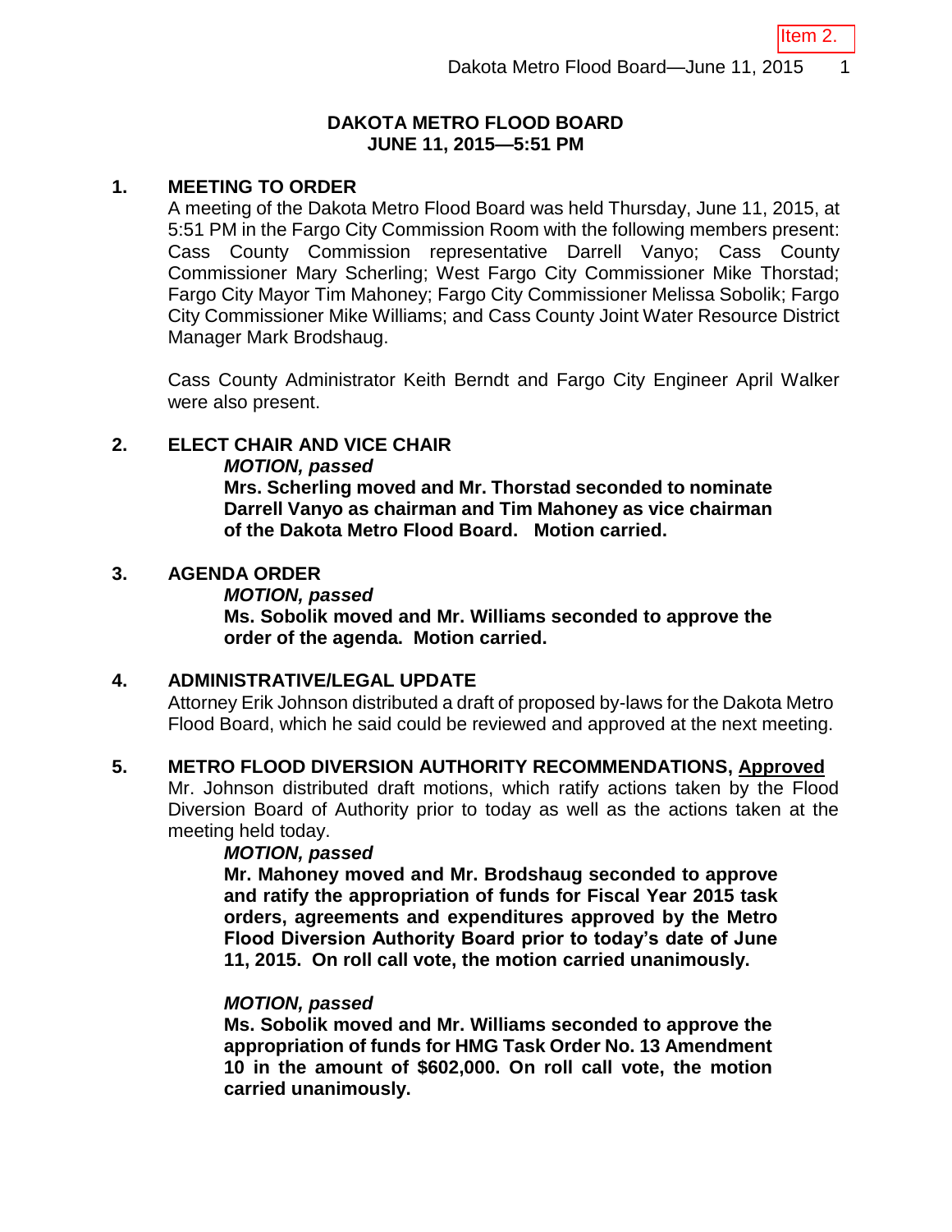# DAKOTA METRO FLOOD BOARD
## JUNE 11, 2015—5:51 PM

### 1. MEETING TO ORDER

A meeting of the Dakota Metro Flood Board was held Thursday, June 11, 2015, at 5:51 PM in the Fargo City Commission Room with the following members present: Cass County Commission representative Darrell Vanyo; Cass County Commissioner Mary Scherling; West Fargo City Commissioner Mike Thorstad; Fargo City Mayor Tim Mahoney; Fargo City Commissioner Melissa Sobolik; Fargo City Commissioner Mike Williams; and Cass County Joint Water Resource District Manager Mark Brodshaug.

Cass County Administrator Keith Berndt and Fargo City Engineer April Walker were also present.

### 2. ELECT CHAIR AND VICE CHAIR

***MOTION, passed***

**Mrs. Scherling moved and Mr. Thorstad seconded to nominate Darrell Vanyo as chairman and Tim Mahoney as vice chairman of the Dakota Metro Flood Board. Motion carried.**

### 3. AGENDA ORDER

***MOTION, passed***

**Ms. Sobolik moved and Mr. Williams seconded to approve the order of the agenda. Motion carried.**

### 4. ADMINISTRATIVE/LEGAL UPDATE

Attorney Erik Johnson distributed a draft of proposed by-laws for the Dakota Metro Flood Board, which he said could be reviewed and approved at the next meeting.

### 5. METRO FLOOD DIVERSION AUTHORITY RECOMMENDATIONS, Approved

Mr. Johnson distributed draft motions, which ratify actions taken by the Flood Diversion Board of Authority prior to today as well as the actions taken at the meeting held today.

***MOTION, passed***

**Mr. Mahoney moved and Mr. Brodshaug seconded to approve and ratify the appropriation of funds for Fiscal Year 2015 task orders, agreements and expenditures approved by the Metro Flood Diversion Authority Board prior to today's date of June 11, 2015. On roll call vote, the motion carried unanimously.**

***MOTION, passed***

**Ms. Sobolik moved and Mr. Williams seconded to approve the appropriation of funds for HMG Task Order No. 13 Amendment 10 in the amount of $602,000. On roll call vote, the motion carried unanimously.**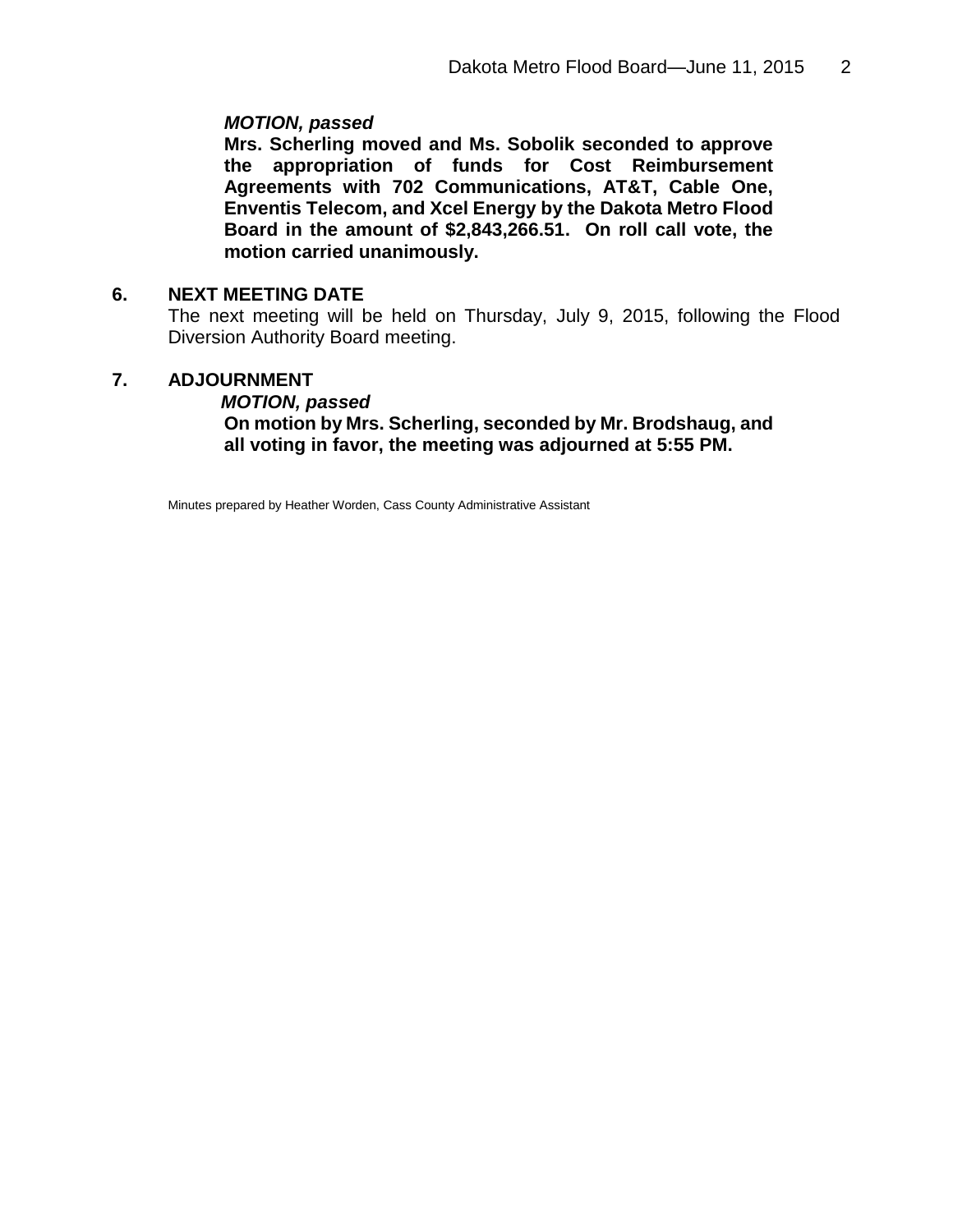***MOTION, passed***
**Mrs. Scherling moved and Ms. Sobolik seconded to approve the appropriation of funds for Cost Reimbursement Agreements with 702 Communications, AT&T, Cable One, Enventis Telecom, and Xcel Energy by the Dakota Metro Flood Board in the amount of $2,843,266.51. On roll call vote, the motion carried unanimously.**

## 6. NEXT MEETING DATE

The next meeting will be held on Thursday, July 9, 2015, following the Flood Diversion Authority Board meeting.

## 7. ADJOURNMENT

***MOTION, passed***
**On motion by Mrs. Scherling, seconded by Mr. Brodshaug, and all voting in favor, the meeting was adjourned at 5:55 PM.**

Minutes prepared by Heather Worden, Cass County Administrative Assistant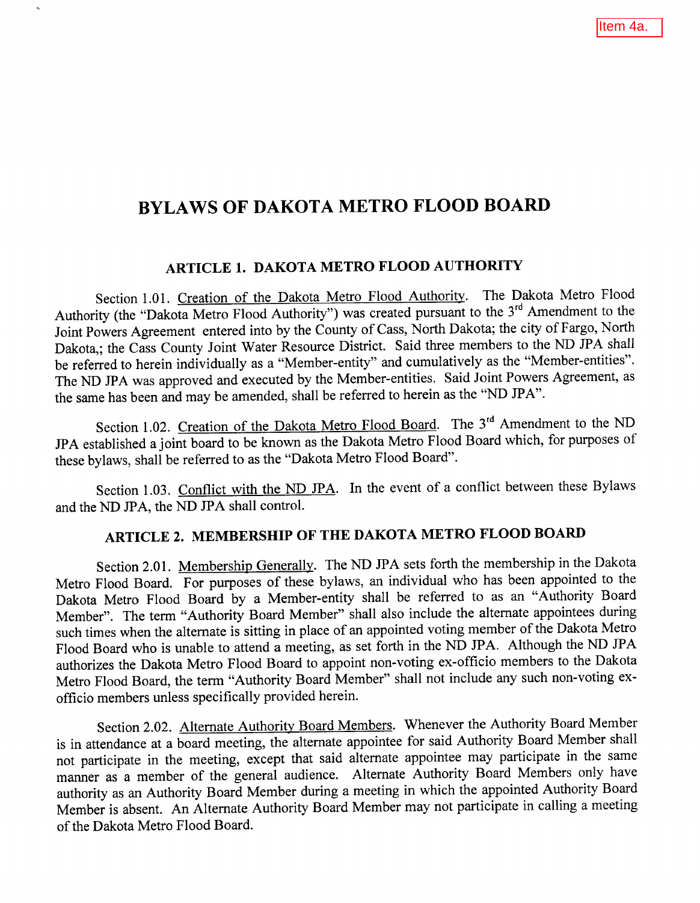# BYLAWS OF DAKOTA METRO FLOOD BOARD

## ARTICLE 1. DAKOTA METRO FLOOD AUTHORITY

Section 1.01. Creation of the Dakota Metro Flood Authority. The Dakota Metro Flood Authority (the "Dakota Metro Flood Authority") was created pursuant to the 3rd Amendment to the Joint Powers Agreement entered into by the County of Cass, North Dakota; the city of Fargo, North Dakota,; the Cass County Joint Water Resource District. Said three members to the ND JPA shall be referred to herein individually as a "Member-entity" and cumulatively as the "Member-entities". The ND JPA was approved and executed by the Member-entities. Said Joint Powers Agreement, as the same has been and may be amended, shall be referred to herein as the "ND JPA".

Section 1.02. Creation of the Dakota Metro Flood Board. The 3rd Amendment to the ND JPA established a joint board to be known as the Dakota Metro Flood Board which, for purposes of these bylaws, shall be referred to as the "Dakota Metro Flood Board".

Section 1.03. Conflict with the ND JPA. In the event of a conflict between these Bylaws and the ND JPA, the ND JPA shall control.

## ARTICLE 2. MEMBERSHIP OF THE DAKOTA METRO FLOOD BOARD

Section 2.01. Membership Generally. The ND JPA sets forth the membership in the Dakota Metro Flood Board. For purposes of these bylaws, an individual who has been appointed to the Dakota Metro Flood Board by a Member-entity shall be referred to as an "Authority Board Member". The term "Authority Board Member" shall also include the alternate appointees during such times when the alternate is sitting in place of an appointed voting member of the Dakota Metro Flood Board who is unable to attend a meeting, as set forth in the ND JPA. Although the ND JPA authorizes the Dakota Metro Flood Board to appoint non-voting ex-officio members to the Dakota Metro Flood Board, the term "Authority Board Member" shall not include any such non-voting ex-officio members unless specifically provided herein.

Section 2.02. Alternate Authority Board Members. Whenever the Authority Board Member is in attendance at a board meeting, the alternate appointee for said Authority Board Member shall not participate in the meeting, except that said alternate appointee may participate in the same manner as a member of the general audience. Alternate Authority Board Members only have authority as an Authority Board Member during a meeting in which the appointed Authority Board Member is absent. An Alternate Authority Board Member may not participate in calling a meeting of the Dakota Metro Flood Board.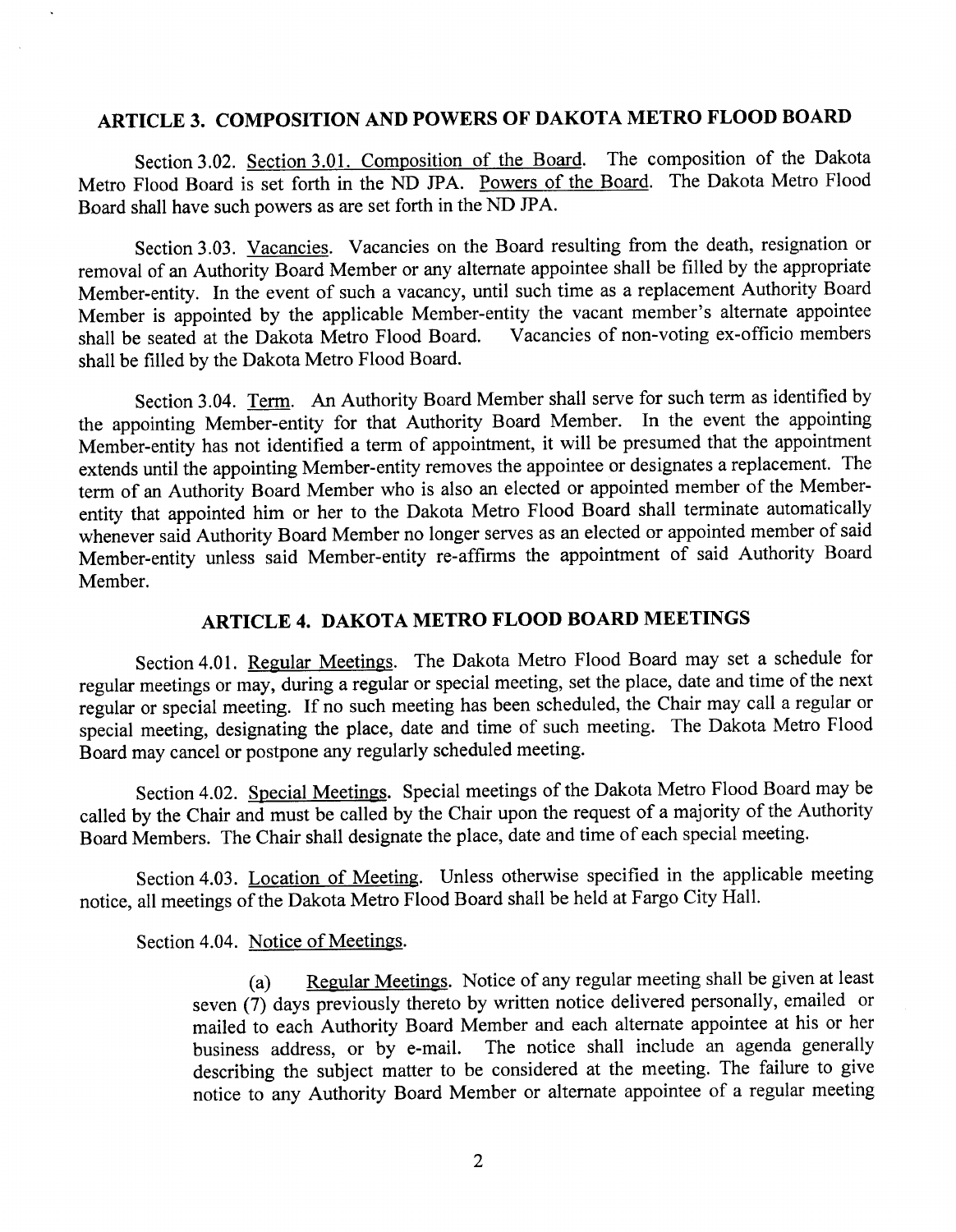## ARTICLE 3. COMPOSITION AND POWERS OF DAKOTA METRO FLOOD BOARD

Section 3.02. Section 3.01. Composition of the Board. The composition of the Dakota Metro Flood Board is set forth in the ND JPA. Powers of the Board. The Dakota Metro Flood Board shall have such powers as are set forth in the ND JPA.

Section 3.03. Vacancies. Vacancies on the Board resulting from the death, resignation or removal of an Authority Board Member or any alternate appointee shall be filled by the appropriate Member-entity. In the event of such a vacancy, until such time as a replacement Authority Board Member is appointed by the applicable Member-entity the vacant member's alternate appointee shall be seated at the Dakota Metro Flood Board. Vacancies of non-voting ex-officio members shall be filled by the Dakota Metro Flood Board.

Section 3.04. Term. An Authority Board Member shall serve for such term as identified by the appointing Member-entity for that Authority Board Member. In the event the appointing Member-entity has not identified a term of appointment, it will be presumed that the appointment extends until the appointing Member-entity removes the appointee or designates a replacement. The term of an Authority Board Member who is also an elected or appointed member of the Member-entity that appointed him or her to the Dakota Metro Flood Board shall terminate automatically whenever said Authority Board Member no longer serves as an elected or appointed member of said Member-entity unless said Member-entity re-affirms the appointment of said Authority Board Member.

## ARTICLE 4. DAKOTA METRO FLOOD BOARD MEETINGS

Section 4.01. Regular Meetings. The Dakota Metro Flood Board may set a schedule for regular meetings or may, during a regular or special meeting, set the place, date and time of the next regular or special meeting. If no such meeting has been scheduled, the Chair may call a regular or special meeting, designating the place, date and time of such meeting. The Dakota Metro Flood Board may cancel or postpone any regularly scheduled meeting.

Section 4.02. Special Meetings. Special meetings of the Dakota Metro Flood Board may be called by the Chair and must be called by the Chair upon the request of a majority of the Authority Board Members. The Chair shall designate the place, date and time of each special meeting.

Section 4.03. Location of Meeting. Unless otherwise specified in the applicable meeting notice, all meetings of the Dakota Metro Flood Board shall be held at Fargo City Hall.

Section 4.04. Notice of Meetings.

(a) Regular Meetings. Notice of any regular meeting shall be given at least seven (7) days previously thereto by written notice delivered personally, emailed or mailed to each Authority Board Member and each alternate appointee at his or her business address, or by e-mail. The notice shall include an agenda generally describing the subject matter to be considered at the meeting. The failure to give notice to any Authority Board Member or alternate appointee of a regular meeting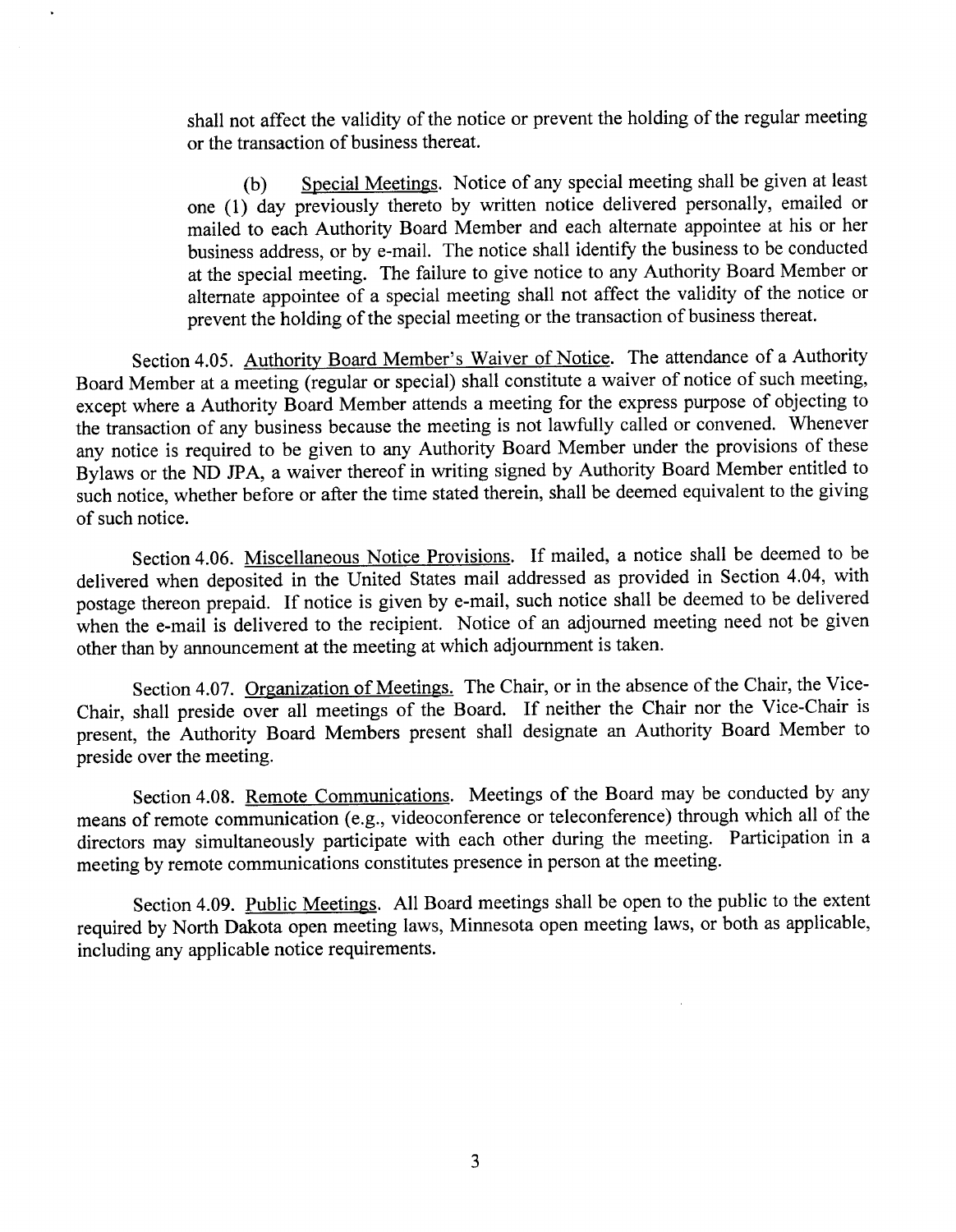shall not affect the validity of the notice or prevent the holding of the regular meeting or the transaction of business thereat.

(b) Special Meetings. Notice of any special meeting shall be given at least one (1) day previously thereto by written notice delivered personally, emailed or mailed to each Authority Board Member and each alternate appointee at his or her business address, or by e-mail. The notice shall identify the business to be conducted at the special meeting. The failure to give notice to any Authority Board Member or alternate appointee of a special meeting shall not affect the validity of the notice or prevent the holding of the special meeting or the transaction of business thereat.

Section 4.05. Authority Board Member's Waiver of Notice. The attendance of a Authority Board Member at a meeting (regular or special) shall constitute a waiver of notice of such meeting, except where a Authority Board Member attends a meeting for the express purpose of objecting to the transaction of any business because the meeting is not lawfully called or convened. Whenever any notice is required to be given to any Authority Board Member under the provisions of these Bylaws or the ND JPA, a waiver thereof in writing signed by Authority Board Member entitled to such notice, whether before or after the time stated therein, shall be deemed equivalent to the giving of such notice.

Section 4.06. Miscellaneous Notice Provisions. If mailed, a notice shall be deemed to be delivered when deposited in the United States mail addressed as provided in Section 4.04, with postage thereon prepaid. If notice is given by e-mail, such notice shall be deemed to be delivered when the e-mail is delivered to the recipient. Notice of an adjourned meeting need not be given other than by announcement at the meeting at which adjournment is taken.

Section 4.07. Organization of Meetings. The Chair, or in the absence of the Chair, the Vice-Chair, shall preside over all meetings of the Board. If neither the Chair nor the Vice-Chair is present, the Authority Board Members present shall designate an Authority Board Member to preside over the meeting.

Section 4.08. Remote Communications. Meetings of the Board may be conducted by any means of remote communication (e.g., videoconference or teleconference) through which all of the directors may simultaneously participate with each other during the meeting. Participation in a meeting by remote communications constitutes presence in person at the meeting.

Section 4.09. Public Meetings. All Board meetings shall be open to the public to the extent required by North Dakota open meeting laws, Minnesota open meeting laws, or both as applicable, including any applicable notice requirements.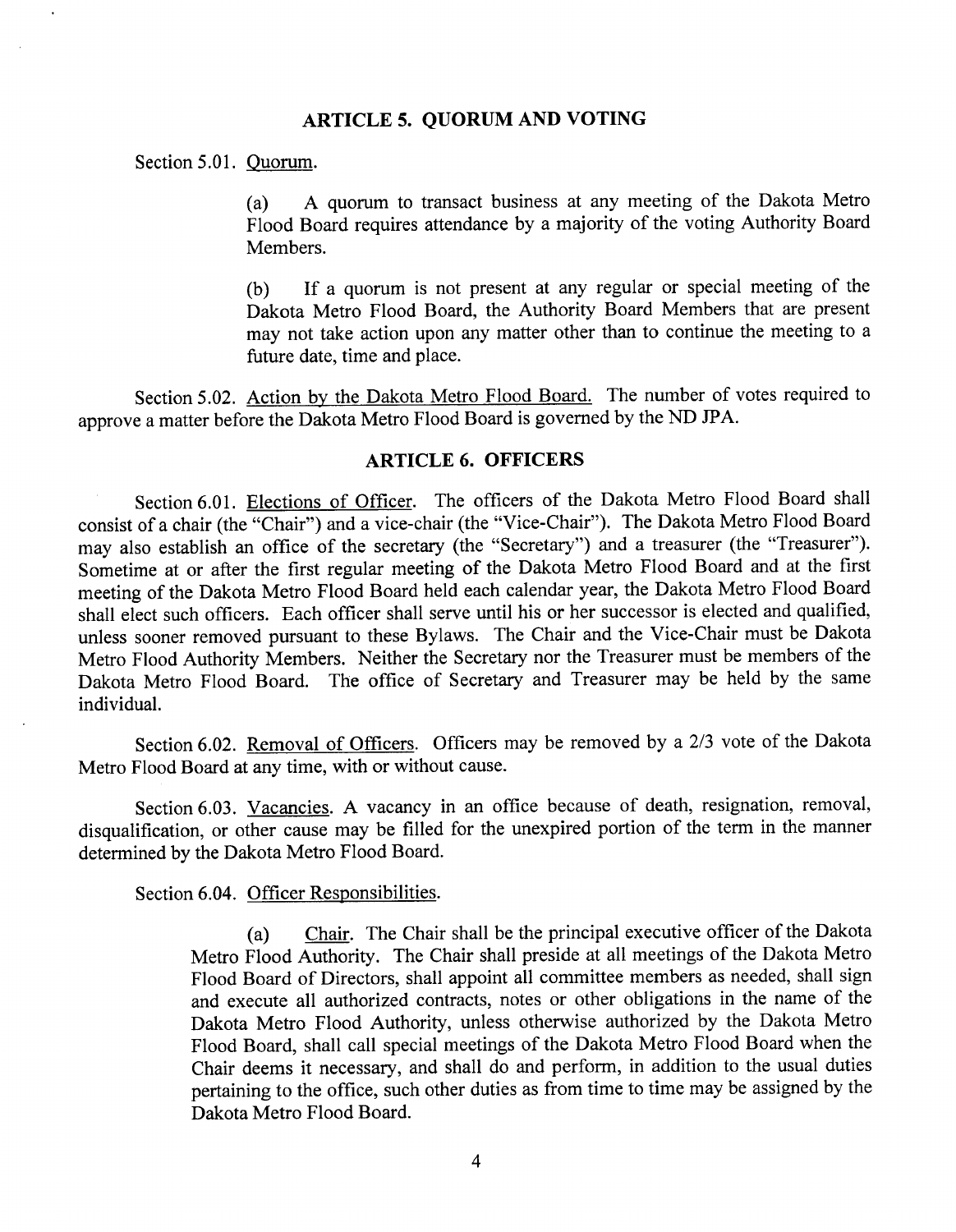## ARTICLE 5. QUORUM AND VOTING

Section 5.01. Quorum.

> (a) A quorum to transact business at any meeting of the Dakota Metro Flood Board requires attendance by a majority of the voting Authority Board Members.
>
> (b) If a quorum is not present at any regular or special meeting of the Dakota Metro Flood Board, the Authority Board Members that are present may not take action upon any matter other than to continue the meeting to a future date, time and place.

Section 5.02. Action by the Dakota Metro Flood Board. The number of votes required to approve a matter before the Dakota Metro Flood Board is governed by the ND JPA.

## ARTICLE 6. OFFICERS

Section 6.01. Elections of Officer. The officers of the Dakota Metro Flood Board shall consist of a chair (the "Chair") and a vice-chair (the "Vice-Chair"). The Dakota Metro Flood Board may also establish an office of the secretary (the "Secretary") and a treasurer (the "Treasurer"). Sometime at or after the first regular meeting of the Dakota Metro Flood Board and at the first meeting of the Dakota Metro Flood Board held each calendar year, the Dakota Metro Flood Board shall elect such officers. Each officer shall serve until his or her successor is elected and qualified, unless sooner removed pursuant to these Bylaws. The Chair and the Vice-Chair must be Dakota Metro Flood Authority Members. Neither the Secretary nor the Treasurer must be members of the Dakota Metro Flood Board. The office of Secretary and Treasurer may be held by the same individual.

Section 6.02. Removal of Officers. Officers may be removed by a 2/3 vote of the Dakota Metro Flood Board at any time, with or without cause.

Section 6.03. Vacancies. A vacancy in an office because of death, resignation, removal, disqualification, or other cause may be filled for the unexpired portion of the term in the manner determined by the Dakota Metro Flood Board.

Section 6.04. Officer Responsibilities.

> (a) Chair. The Chair shall be the principal executive officer of the Dakota Metro Flood Authority. The Chair shall preside at all meetings of the Dakota Metro Flood Board of Directors, shall appoint all committee members as needed, shall sign and execute all authorized contracts, notes or other obligations in the name of the Dakota Metro Flood Authority, unless otherwise authorized by the Dakota Metro Flood Board, shall call special meetings of the Dakota Metro Flood Board when the Chair deems it necessary, and shall do and perform, in addition to the usual duties pertaining to the office, such other duties as from time to time may be assigned by the Dakota Metro Flood Board.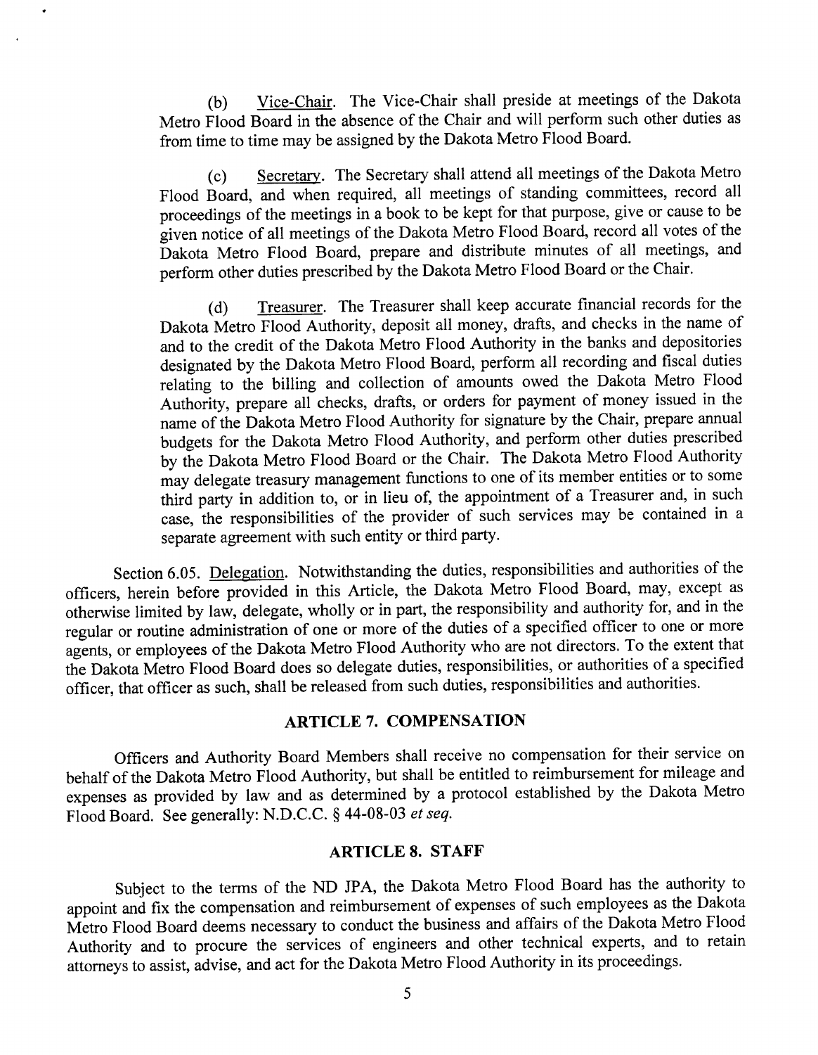(b) Vice-Chair. The Vice-Chair shall preside at meetings of the Dakota Metro Flood Board in the absence of the Chair and will perform such other duties as from time to time may be assigned by the Dakota Metro Flood Board.

(c) Secretary. The Secretary shall attend all meetings of the Dakota Metro Flood Board, and when required, all meetings of standing committees, record all proceedings of the meetings in a book to be kept for that purpose, give or cause to be given notice of all meetings of the Dakota Metro Flood Board, record all votes of the Dakota Metro Flood Board, prepare and distribute minutes of all meetings, and perform other duties prescribed by the Dakota Metro Flood Board or the Chair.

(d) Treasurer. The Treasurer shall keep accurate financial records for the Dakota Metro Flood Authority, deposit all money, drafts, and checks in the name of and to the credit of the Dakota Metro Flood Authority in the banks and depositories designated by the Dakota Metro Flood Board, perform all recording and fiscal duties relating to the billing and collection of amounts owed the Dakota Metro Flood Authority, prepare all checks, drafts, or orders for payment of money issued in the name of the Dakota Metro Flood Authority for signature by the Chair, prepare annual budgets for the Dakota Metro Flood Authority, and perform other duties prescribed by the Dakota Metro Flood Board or the Chair. The Dakota Metro Flood Authority may delegate treasury management functions to one of its member entities or to some third party in addition to, or in lieu of, the appointment of a Treasurer and, in such case, the responsibilities of the provider of such services may be contained in a separate agreement with such entity or third party.

Section 6.05. Delegation. Notwithstanding the duties, responsibilities and authorities of the officers, herein before provided in this Article, the Dakota Metro Flood Board, may, except as otherwise limited by law, delegate, wholly or in part, the responsibility and authority for, and in the regular or routine administration of one or more of the duties of a specified officer to one or more agents, or employees of the Dakota Metro Flood Authority who are not directors. To the extent that the Dakota Metro Flood Board does so delegate duties, responsibilities, or authorities of a specified officer, that officer as such, shall be released from such duties, responsibilities and authorities.

## ARTICLE 7. COMPENSATION

Officers and Authority Board Members shall receive no compensation for their service on behalf of the Dakota Metro Flood Authority, but shall be entitled to reimbursement for mileage and expenses as provided by law and as determined by a protocol established by the Dakota Metro Flood Board. See generally: N.D.C.C. § 44-08-03 *et seq.*

## ARTICLE 8. STAFF

Subject to the terms of the ND JPA, the Dakota Metro Flood Board has the authority to appoint and fix the compensation and reimbursement of expenses of such employees as the Dakota Metro Flood Board deems necessary to conduct the business and affairs of the Dakota Metro Flood Authority and to procure the services of engineers and other technical experts, and to retain attorneys to assist, advise, and act for the Dakota Metro Flood Authority in its proceedings.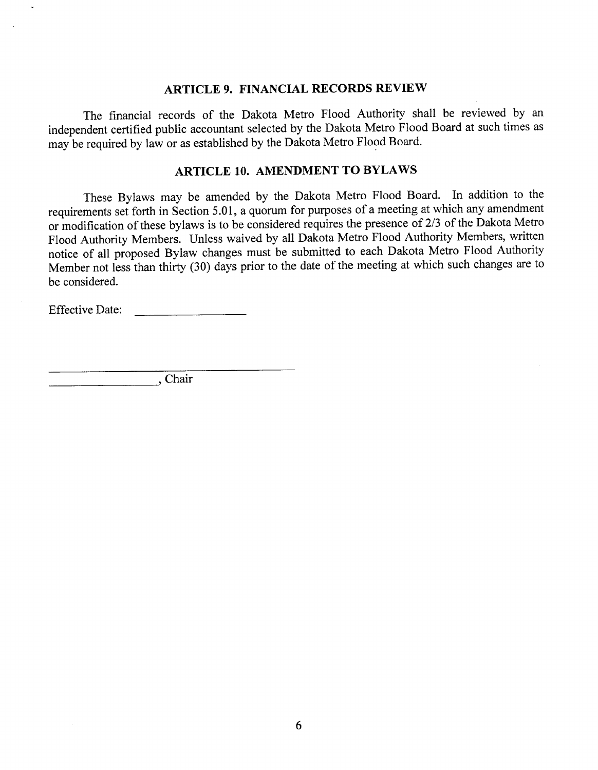## ARTICLE 9. FINANCIAL RECORDS REVIEW

The financial records of the Dakota Metro Flood Authority shall be reviewed by an independent certified public accountant selected by the Dakota Metro Flood Board at such times as may be required by law or as established by the Dakota Metro Flood Board.

## ARTICLE 10. AMENDMENT TO BYLAWS

These Bylaws may be amended by the Dakota Metro Flood Board. In addition to the requirements set forth in Section 5.01, a quorum for purposes of a meeting at which any amendment or modification of these bylaws is to be considered requires the presence of 2/3 of the Dakota Metro Flood Authority Members. Unless waived by all Dakota Metro Flood Authority Members, written notice of all proposed Bylaw changes must be submitted to each Dakota Metro Flood Authority Member not less than thirty (30) days prior to the date of the meeting at which such changes are to be considered.

Effective Date: ____________________

______________________________________

____________________, Chair